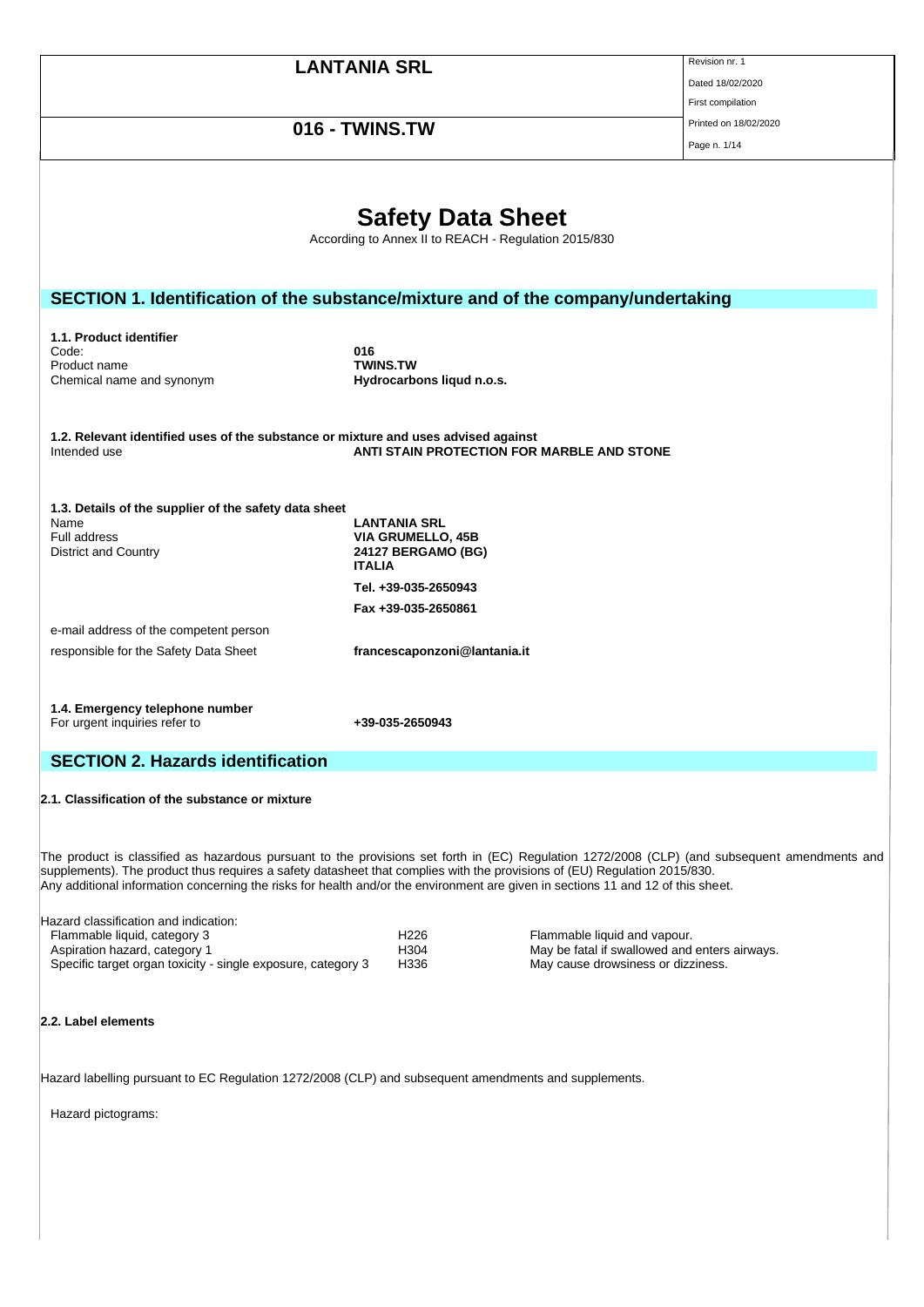# Safety Data Sheet

According to Annex II to REACH - Regulation 2015/830

## SECTION 1. Identification of the substance/mixture and of the company/undertaking

### 1.1. Product identifier

| | |
|---|---|
| Code: | **016** |
| Product name | **TWINS.TW** |
| Chemical name and synonym | **Hydrocarbons liqud n.o.s.** |

### 1.2. Relevant identified uses of the substance or mixture and uses advised against

| | |
|---|---|
| Intended use | **ANTI STAIN PROTECTION FOR MARBLE AND STONE** |

### 1.3. Details of the supplier of the safety data sheet

| | |
|---|---|
| Name | **LANTANIA SRL** |
| Full address | **VIA GRUMELLO, 45B** |
| District and Country | **24127 BERGAMO (BG)** **ITALIA** |
| | **Tel. +39-035-2650943** |
| | **Fax +39-035-2650861** |
| e-mail address of the competent person responsible for the Safety Data Sheet | **francescaponzoni@lantania.it** |

### 1.4. Emergency telephone number

| | |
|---|---|
| For urgent inquiries refer to | **+39-035-2650943** |

## SECTION 2. Hazards identification

### 2.1. Classification of the substance or mixture

The product is classified as hazardous pursuant to the provisions set forth in (EC) Regulation 1272/2008 (CLP) (and subsequent amendments and supplements). The product thus requires a safety datasheet that complies with the provisions of (EU) Regulation 2015/830.
Any additional information concerning the risks for health and/or the environment are given in sections 11 and 12 of this sheet.

Hazard classification and indication:

| | | |
|---|---|---|
| Flammable liquid, category 3 | H226 | Flammable liquid and vapour. |
| Aspiration hazard, category 1 | H304 | May be fatal if swallowed and enters airways. |
| Specific target organ toxicity - single exposure, category 3 | H336 | May cause drowsiness or dizziness. |

### 2.2. Label elements

Hazard labelling pursuant to EC Regulation 1272/2008 (CLP) and subsequent amendments and supplements.

Hazard pictograms: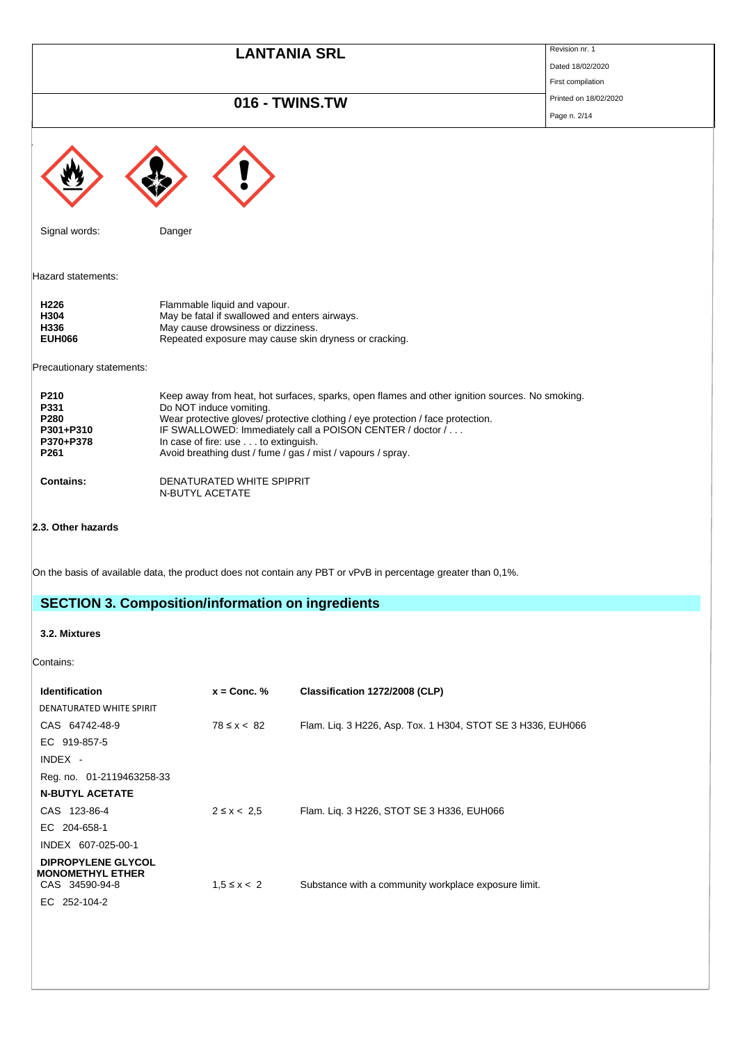Signal words: Danger

Hazard statements:

| | |
|---|---|
| **H226** | Flammable liquid and vapour. |
| **H304** | May be fatal if swallowed and enters airways. |
| **H336** | May cause drowsiness or dizziness. |
| **EUH066** | Repeated exposure may cause skin dryness or cracking. |

Precautionary statements:

| | |
|---|---|
| **P210** | Keep away from heat, hot surfaces, sparks, open flames and other ignition sources. No smoking. |
| **P331** | Do NOT induce vomiting. |
| **P280** | Wear protective gloves/ protective clothing / eye protection / face protection. |
| **P301+P310** | IF SWALLOWED: Immediately call a POISON CENTER / doctor / . . . |
| **P370+P378** | In case of fire: use . . . to extinguish. |
| **P261** | Avoid breathing dust / fume / gas / mist / vapours / spray. |

**Contains:** DENATURATED WHITE SPIPRIT
N-BUTYL ACETATE

**2.3. Other hazards**

On the basis of available data, the product does not contain any PBT or vPvB in percentage greater than 0,1%.

## SECTION 3. Composition/information on ingredients

**3.2. Mixtures**

Contains:

| **Identification** | **x = Conc. %** | **Classification 1272/2008 (CLP)** |
|---|---|---|
| DENATURATED WHITE SPIRIT | | |
| CAS 64742-48-9 | 78 ≤ x < 82 | Flam. Liq. 3 H226, Asp. Tox. 1 H304, STOT SE 3 H336, EUH066 |
| EC 919-857-5 | | |
| INDEX - | | |
| Reg. no. 01-2119463258-33 | | |
| **N-BUTYL ACETATE** | | |
| CAS 123-86-4 | 2 ≤ x < 2,5 | Flam. Liq. 3 H226, STOT SE 3 H336, EUH066 |
| EC 204-658-1 | | |
| INDEX 607-025-00-1 | | |
| **DIPROPYLENE GLYCOL MONOMETHYL ETHER** | | |
| CAS 34590-94-8 | 1,5 ≤ x < 2 | Substance with a community workplace exposure limit. |
| EC 252-104-2 | | |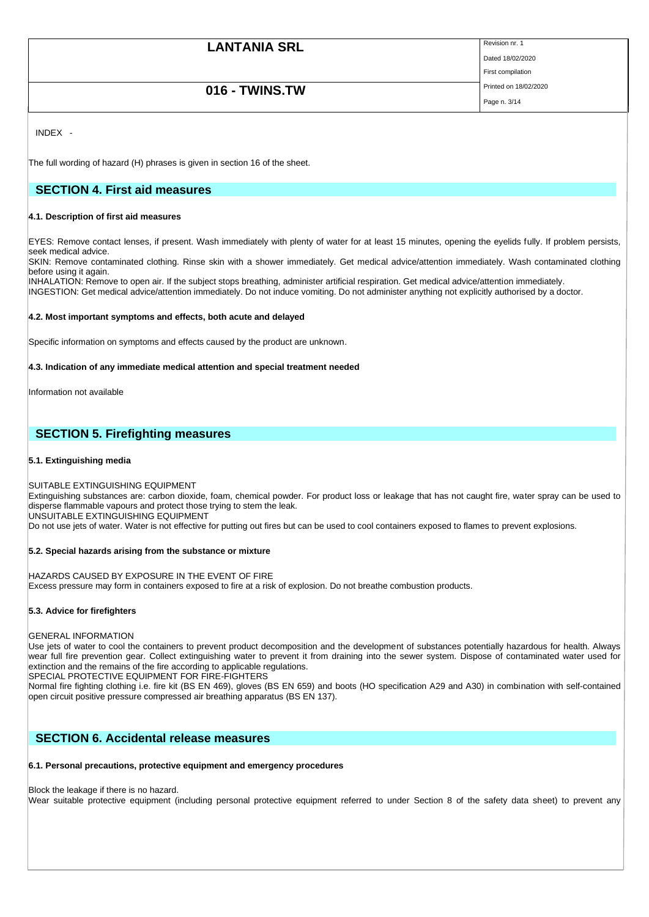INDEX -

The full wording of hazard (H) phrases is given in section 16 of the sheet.

## SECTION 4. First aid measures

### 4.1. Description of first aid measures

EYES: Remove contact lenses, if present. Wash immediately with plenty of water for at least 15 minutes, opening the eyelids fully. If problem persists, seek medical advice.
SKIN: Remove contaminated clothing. Rinse skin with a shower immediately. Get medical advice/attention immediately. Wash contaminated clothing before using it again.
INHALATION: Remove to open air. If the subject stops breathing, administer artificial respiration. Get medical advice/attention immediately.
INGESTION: Get medical advice/attention immediately. Do not induce vomiting. Do not administer anything not explicitly authorised by a doctor.

### 4.2. Most important symptoms and effects, both acute and delayed

Specific information on symptoms and effects caused by the product are unknown.

### 4.3. Indication of any immediate medical attention and special treatment needed

Information not available

## SECTION 5. Firefighting measures

### 5.1. Extinguishing media

SUITABLE EXTINGUISHING EQUIPMENT
Extinguishing substances are: carbon dioxide, foam, chemical powder. For product loss or leakage that has not caught fire, water spray can be used to disperse flammable vapours and protect those trying to stem the leak.
UNSUITABLE EXTINGUISHING EQUIPMENT
Do not use jets of water. Water is not effective for putting out fires but can be used to cool containers exposed to flames to prevent explosions.

### 5.2. Special hazards arising from the substance or mixture

HAZARDS CAUSED BY EXPOSURE IN THE EVENT OF FIRE
Excess pressure may form in containers exposed to fire at a risk of explosion. Do not breathe combustion products.

### 5.3. Advice for firefighters

GENERAL INFORMATION
Use jets of water to cool the containers to prevent product decomposition and the development of substances potentially hazardous for health. Always wear full fire prevention gear. Collect extinguishing water to prevent it from draining into the sewer system. Dispose of contaminated water used for extinction and the remains of the fire according to applicable regulations.
SPECIAL PROTECTIVE EQUIPMENT FOR FIRE-FIGHTERS
Normal fire fighting clothing i.e. fire kit (BS EN 469), gloves (BS EN 659) and boots (HO specification A29 and A30) in combination with self-contained open circuit positive pressure compressed air breathing apparatus (BS EN 137).

## SECTION 6. Accidental release measures

### 6.1. Personal precautions, protective equipment and emergency procedures

Block the leakage if there is no hazard.
Wear suitable protective equipment (including personal protective equipment referred to under Section 8 of the safety data sheet) to prevent any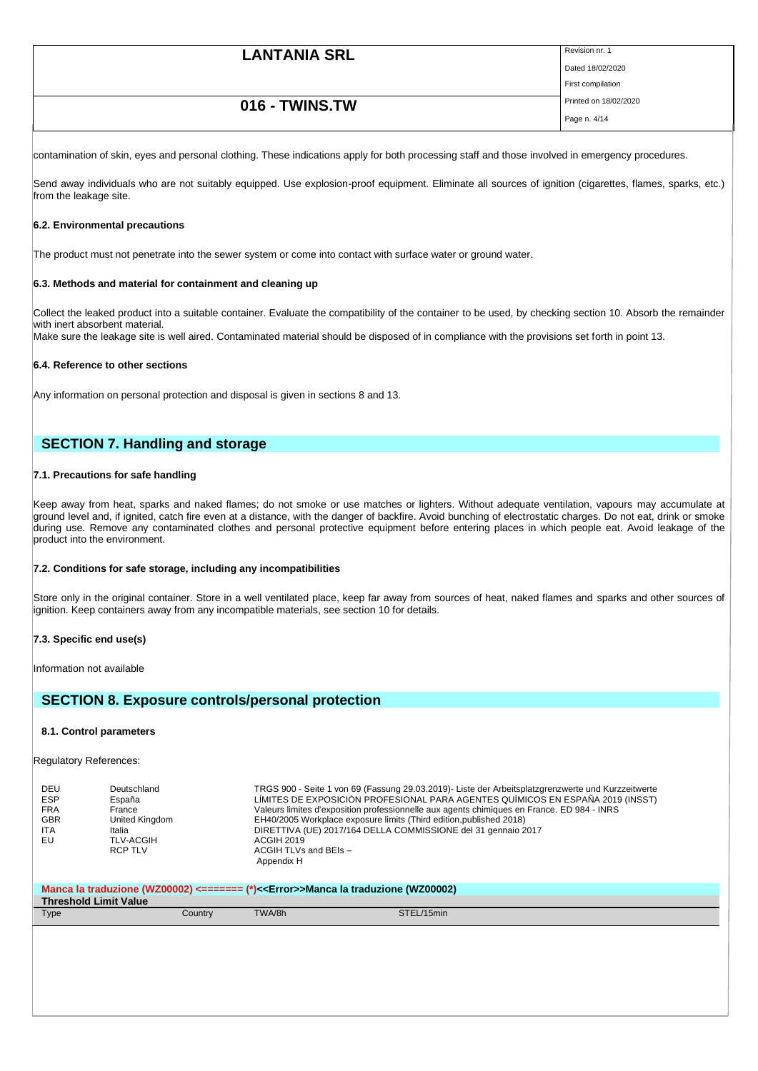contamination of skin, eyes and personal clothing. These indications apply for both processing staff and those involved in emergency procedures.

Send away individuals who are not suitably equipped. Use explosion-proof equipment. Eliminate all sources of ignition (cigarettes, flames, sparks, etc.) from the leakage site.

### 6.2. Environmental precautions

The product must not penetrate into the sewer system or come into contact with surface water or ground water.

### 6.3. Methods and material for containment and cleaning up

Collect the leaked product into a suitable container. Evaluate the compatibility of the container to be used, by checking section 10. Absorb the remainder with inert absorbent material.
Make sure the leakage site is well aired. Contaminated material should be disposed of in compliance with the provisions set forth in point 13.

### 6.4. Reference to other sections

Any information on personal protection and disposal is given in sections 8 and 13.

## SECTION 7. Handling and storage

### 7.1. Precautions for safe handling

Keep away from heat, sparks and naked flames; do not smoke or use matches or lighters. Without adequate ventilation, vapours may accumulate at ground level and, if ignited, catch fire even at a distance, with the danger of backfire. Avoid bunching of electrostatic charges. Do not eat, drink or smoke during use. Remove any contaminated clothes and personal protective equipment before entering places in which people eat. Avoid leakage of the product into the environment.

### 7.2. Conditions for safe storage, including any incompatibilities

Store only in the original container. Store in a well ventilated place, keep far away from sources of heat, naked flames and sparks and other sources of ignition. Keep containers away from any incompatible materials, see section 10 for details.

### 7.3. Specific end use(s)

Information not available

## SECTION 8. Exposure controls/personal protection

### 8.1. Control parameters

Regulatory References:

| | | |
|---|---|---|
| DEU | Deutschland | TRGS 900 - Seite 1 von 69 (Fassung 29.03.2019)- Liste der Arbeitsplatzgrenzwerte und Kurzzeitwerte |
| ESP | España | LÍMITES DE EXPOSICIÓN PROFESIONAL PARA AGENTES QUÍMICOS EN ESPAÑA 2019 (INSST) |
| FRA | France | Valeurs limites d'exposition professionnelle aux agents chimiques en France. ED 984 - INRS |
| GBR | United Kingdom | EH40/2005 Workplace exposure limits (Third edition,published 2018) |
| ITA | Italia | DIRETTIVA (UE) 2017/164 DELLA COMMISSIONE del 31 gennaio 2017 |
| EU | TLV-ACGIH | ACGIH 2019 |
| | RCP TLV | ACGIH TLVs and BEIs – Appendix H |

**Manca la traduzione (WZ00002) <======= (*)<<Error>>Manca la traduzione (WZ00002)**

**Threshold Limit Value**

| Type | Country | TWA/8h | STEL/15min |
|---|---|---|---|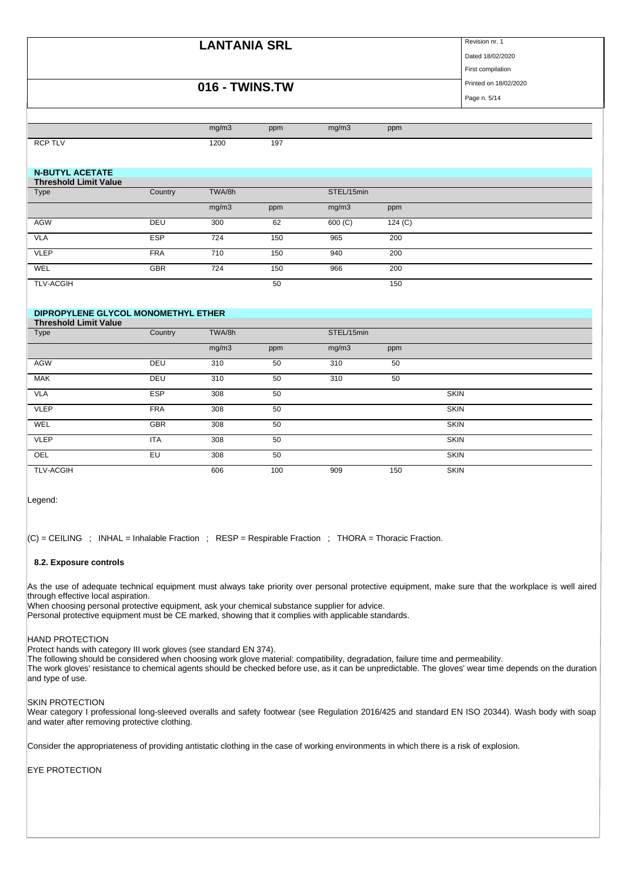| | | mg/m3 | ppm | mg/m3 | ppm | |
|---|---|---|---|---|---|---|
| RCP TLV | | 1200 | 197 | | | |

**N-BUTYL ACETATE**

**Threshold Limit Value**

| Type | Country | TWA/8h | | STEL/15min | | |
|---|---|---|---|---|---|---|
| | | mg/m3 | ppm | mg/m3 | ppm | |
| AGW | DEU | 300 | 62 | 600 (C) | 124 (C) | |
| VLA | ESP | 724 | 150 | 965 | 200 | |
| VLEP | FRA | 710 | 150 | 940 | 200 | |
| WEL | GBR | 724 | 150 | 966 | 200 | |
| TLV-ACGIH | | | 50 | | 150 | |

**DIPROPYLENE GLYCOL MONOMETHYL ETHER**

**Threshold Limit Value**

| Type | Country | TWA/8h | | STEL/15min | | |
|---|---|---|---|---|---|---|
| | | mg/m3 | ppm | mg/m3 | ppm | |
| AGW | DEU | 310 | 50 | 310 | 50 | |
| MAK | DEU | 310 | 50 | 310 | 50 | |
| VLA | ESP | 308 | 50 | | | SKIN |
| VLEP | FRA | 308 | 50 | | | SKIN |
| WEL | GBR | 308 | 50 | | | SKIN |
| VLEP | ITA | 308 | 50 | | | SKIN |
| OEL | EU | 308 | 50 | | | SKIN |
| TLV-ACGIH | | 606 | 100 | 909 | 150 | SKIN |

Legend:

(C) = CEILING ; INHAL = Inhalable Fraction ; RESP = Respirable Fraction ; THORA = Thoracic Fraction.

### 8.2. Exposure controls

As the use of adequate technical equipment must always take priority over personal protective equipment, make sure that the workplace is well aired through effective local aspiration.
When choosing personal protective equipment, ask your chemical substance supplier for advice.
Personal protective equipment must be CE marked, showing that it complies with applicable standards.

HAND PROTECTION
Protect hands with category III work gloves (see standard EN 374).
The following should be considered when choosing work glove material: compatibility, degradation, failure time and permeability.
The work gloves' resistance to chemical agents should be checked before use, as it can be unpredictable. The gloves' wear time depends on the duration and type of use.

SKIN PROTECTION
Wear category I professional long-sleeved overalls and safety footwear (see Regulation 2016/425 and standard EN ISO 20344). Wash body with soap and water after removing protective clothing.

Consider the appropriateness of providing antistatic clothing in the case of working environments in which there is a risk of explosion.

EYE PROTECTION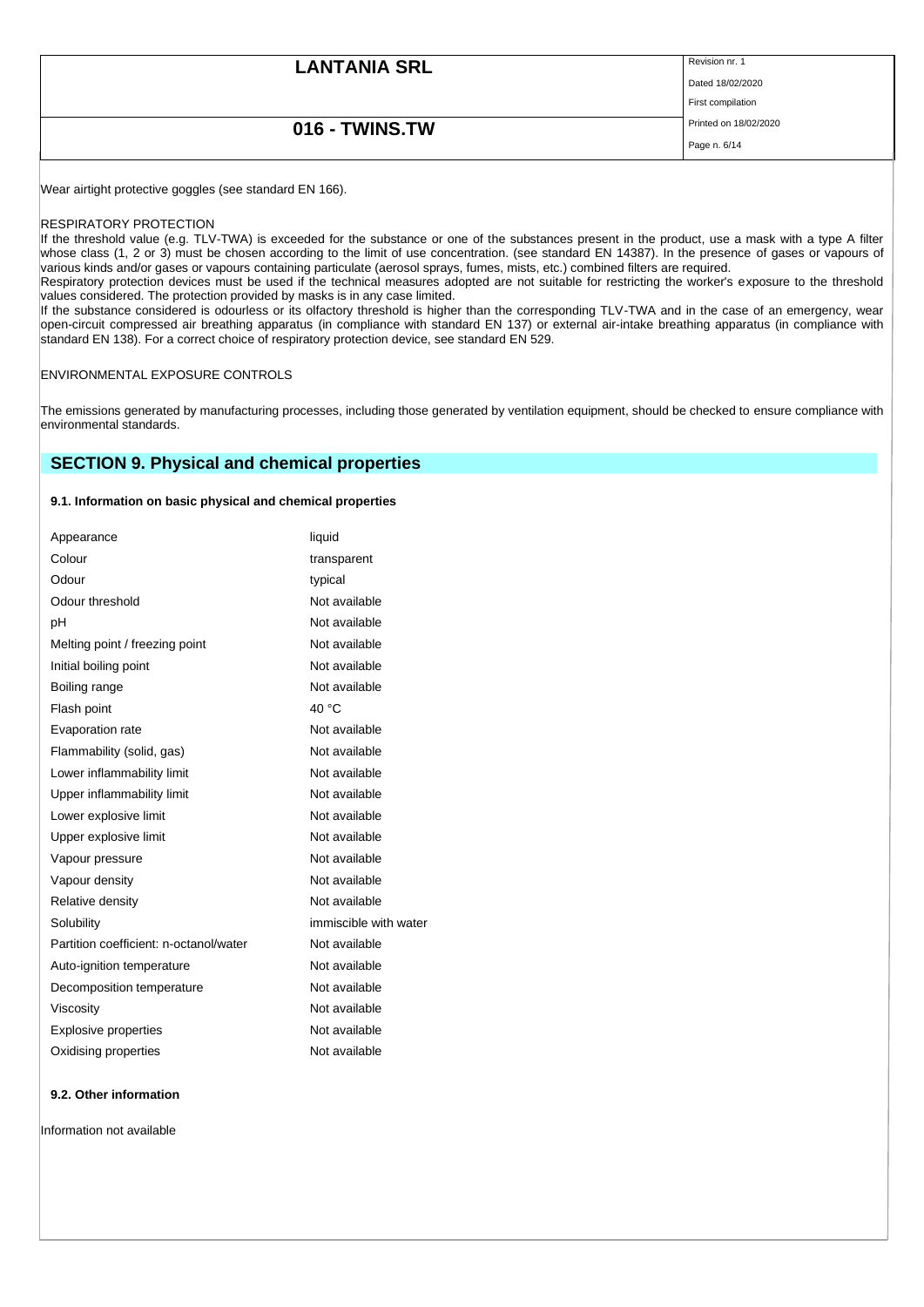Wear airtight protective goggles (see standard EN 166).

RESPIRATORY PROTECTION

If the threshold value (e.g. TLV-TWA) is exceeded for the substance or one of the substances present in the product, use a mask with a type A filter whose class (1, 2 or 3) must be chosen according to the limit of use concentration. (see standard EN 14387). In the presence of gases or vapours of various kinds and/or gases or vapours containing particulate (aerosol sprays, fumes, mists, etc.) combined filters are required.

Respiratory protection devices must be used if the technical measures adopted are not suitable for restricting the worker's exposure to the threshold values considered. The protection provided by masks is in any case limited.

If the substance considered is odourless or its olfactory threshold is higher than the corresponding TLV-TWA and in the case of an emergency, wear open-circuit compressed air breathing apparatus (in compliance with standard EN 137) or external air-intake breathing apparatus (in compliance with standard EN 138). For a correct choice of respiratory protection device, see standard EN 529.

ENVIRONMENTAL EXPOSURE CONTROLS

The emissions generated by manufacturing processes, including those generated by ventilation equipment, should be checked to ensure compliance with environmental standards.

## SECTION 9. Physical and chemical properties

### 9.1. Information on basic physical and chemical properties

| | |
|---|---|
| Appearance | liquid |
| Colour | transparent |
| Odour | typical |
| Odour threshold | Not available |
| pH | Not available |
| Melting point / freezing point | Not available |
| Initial boiling point | Not available |
| Boiling range | Not available |
| Flash point | 40 °C |
| Evaporation rate | Not available |
| Flammability (solid, gas) | Not available |
| Lower inflammability limit | Not available |
| Upper inflammability limit | Not available |
| Lower explosive limit | Not available |
| Upper explosive limit | Not available |
| Vapour pressure | Not available |
| Vapour density | Not available |
| Relative density | Not available |
| Solubility | immiscible with water |
| Partition coefficient: n-octanol/water | Not available |
| Auto-ignition temperature | Not available |
| Decomposition temperature | Not available |
| Viscosity | Not available |
| Explosive properties | Not available |
| Oxidising properties | Not available |

### 9.2. Other information

Information not available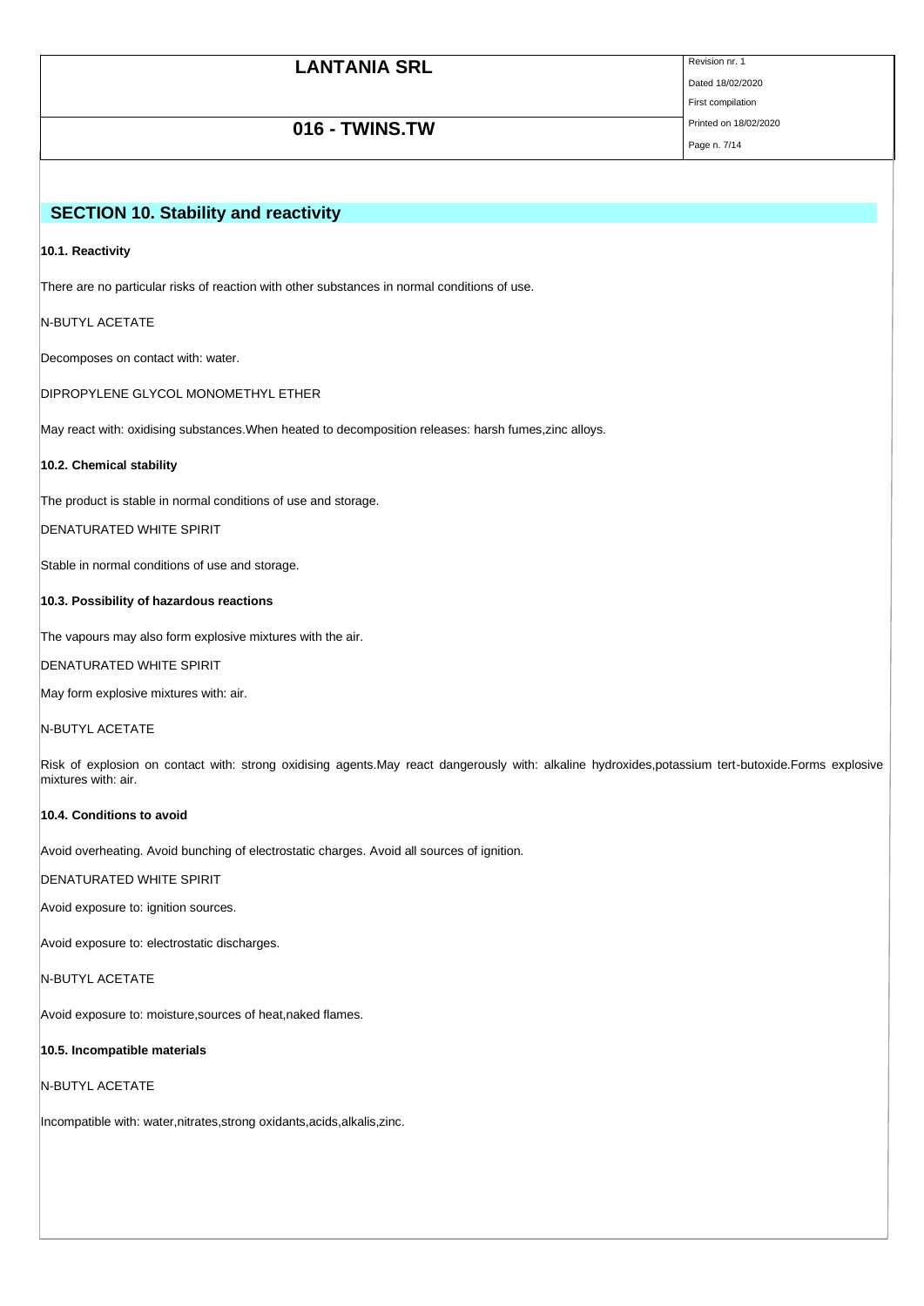## SECTION 10. Stability and reactivity

**10.1. Reactivity**

There are no particular risks of reaction with other substances in normal conditions of use.

N-BUTYL ACETATE

Decomposes on contact with: water.

DIPROPYLENE GLYCOL MONOMETHYL ETHER

May react with: oxidising substances.When heated to decomposition releases: harsh fumes,zinc alloys.

**10.2. Chemical stability**

The product is stable in normal conditions of use and storage.

DENATURATED WHITE SPIRIT

Stable in normal conditions of use and storage.

**10.3. Possibility of hazardous reactions**

The vapours may also form explosive mixtures with the air.

DENATURATED WHITE SPIRIT

May form explosive mixtures with: air.

N-BUTYL ACETATE

Risk of explosion on contact with: strong oxidising agents.May react dangerously with: alkaline hydroxides,potassium tert-butoxide.Forms explosive mixtures with: air.

**10.4. Conditions to avoid**

Avoid overheating. Avoid bunching of electrostatic charges. Avoid all sources of ignition.

DENATURATED WHITE SPIRIT

Avoid exposure to: ignition sources.

Avoid exposure to: electrostatic discharges.

N-BUTYL ACETATE

Avoid exposure to: moisture,sources of heat,naked flames.

**10.5. Incompatible materials**

N-BUTYL ACETATE

Incompatible with: water,nitrates,strong oxidants,acids,alkalis,zinc.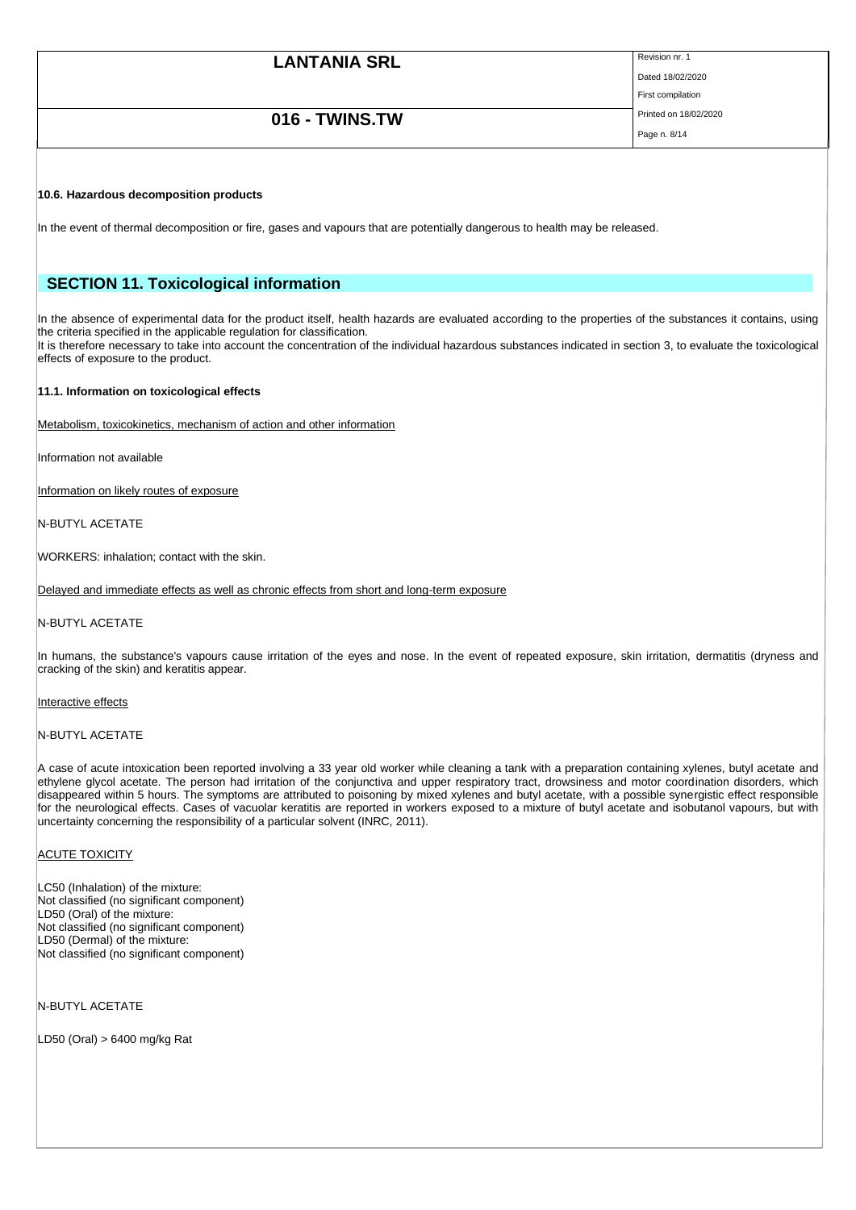**10.6. Hazardous decomposition products**

In the event of thermal decomposition or fire, gases and vapours that are potentially dangerous to health may be released.

## SECTION 11. Toxicological information

In the absence of experimental data for the product itself, health hazards are evaluated according to the properties of the substances it contains, using the criteria specified in the applicable regulation for classification.
It is therefore necessary to take into account the concentration of the individual hazardous substances indicated in section 3, to evaluate the toxicological effects of exposure to the product.

**11.1. Information on toxicological effects**

Metabolism, toxicokinetics, mechanism of action and other information

Information not available

Information on likely routes of exposure

N-BUTYL ACETATE

WORKERS: inhalation; contact with the skin.

Delayed and immediate effects as well as chronic effects from short and long-term exposure

N-BUTYL ACETATE

In humans, the substance's vapours cause irritation of the eyes and nose. In the event of repeated exposure, skin irritation, dermatitis (dryness and cracking of the skin) and keratitis appear.

Interactive effects

N-BUTYL ACETATE

A case of acute intoxication been reported involving a 33 year old worker while cleaning a tank with a preparation containing xylenes, butyl acetate and ethylene glycol acetate. The person had irritation of the conjunctiva and upper respiratory tract, drowsiness and motor coordination disorders, which disappeared within 5 hours. The symptoms are attributed to poisoning by mixed xylenes and butyl acetate, with a possible synergistic effect responsible for the neurological effects. Cases of vacuolar keratitis are reported in workers exposed to a mixture of butyl acetate and isobutanol vapours, but with uncertainty concerning the responsibility of a particular solvent (INRC, 2011).

ACUTE TOXICITY

LC50 (Inhalation) of the mixture:
Not classified (no significant component)
LD50 (Oral) of the mixture:
Not classified (no significant component)
LD50 (Dermal) of the mixture:
Not classified (no significant component)

N-BUTYL ACETATE

LD50 (Oral) > 6400 mg/kg Rat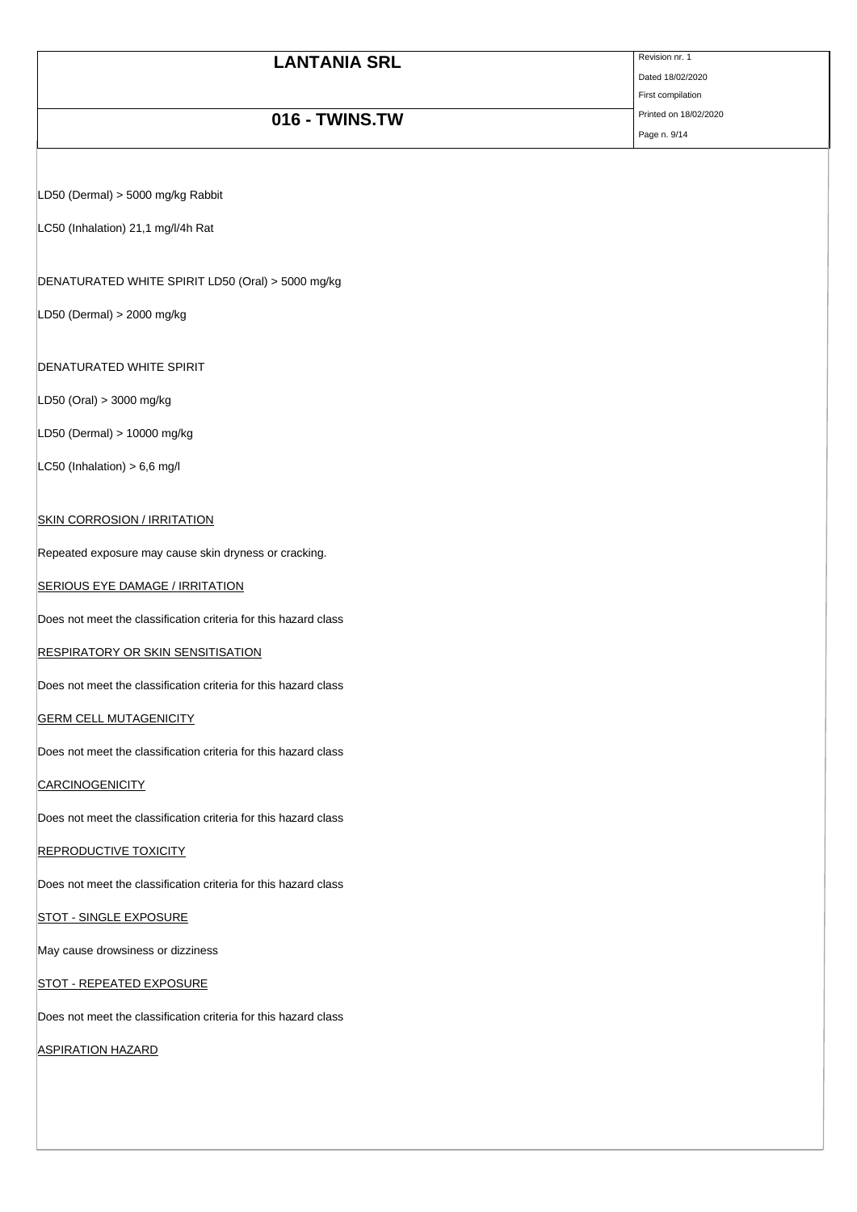LD50 (Dermal) > 5000 mg/kg Rabbit

LC50 (Inhalation) 21,1 mg/l/4h Rat

DENATURATED WHITE SPIRIT LD50 (Oral) > 5000 mg/kg

LD50 (Dermal) > 2000 mg/kg

DENATURATED WHITE SPIRIT

LD50 (Oral) > 3000 mg/kg

LD50 (Dermal) > 10000 mg/kg

LC50 (Inhalation) > 6,6 mg/l

SKIN CORROSION / IRRITATION

Repeated exposure may cause skin dryness or cracking.

SERIOUS EYE DAMAGE / IRRITATION

Does not meet the classification criteria for this hazard class

RESPIRATORY OR SKIN SENSITISATION

Does not meet the classification criteria for this hazard class

GERM CELL MUTAGENICITY

Does not meet the classification criteria for this hazard class

CARCINOGENICITY

Does not meet the classification criteria for this hazard class

REPRODUCTIVE TOXICITY

Does not meet the classification criteria for this hazard class

STOT - SINGLE EXPOSURE

May cause drowsiness or dizziness

STOT - REPEATED EXPOSURE

Does not meet the classification criteria for this hazard class

ASPIRATION HAZARD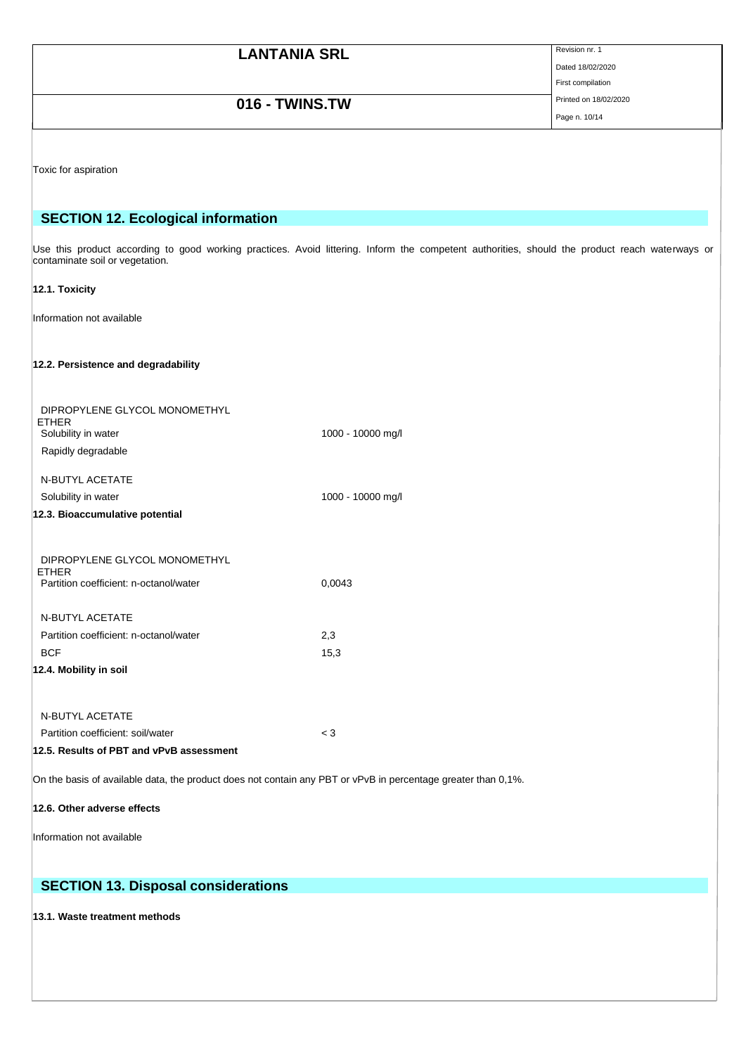Toxic for aspiration

## SECTION 12. Ecological information

Use this product according to good working practices. Avoid littering. Inform the competent authorities, should the product reach waterways or contaminate soil or vegetation.

**12.1. Toxicity**

Information not available

**12.2. Persistence and degradability**

| DIPROPYLENE GLYCOL MONOMETHYL ETHER | |
|---|---|
| Solubility in water | 1000 - 10000 mg/l |
| Rapidly degradable | |
| N-BUTYL ACETATE | |
| Solubility in water | 1000 - 10000 mg/l |

**12.3. Bioaccumulative potential**

| DIPROPYLENE GLYCOL MONOMETHYL ETHER | |
|---|---|
| Partition coefficient: n-octanol/water | 0,0043 |
| N-BUTYL ACETATE | |
| Partition coefficient: n-octanol/water | 2,3 |
| BCF | 15,3 |

**12.4. Mobility in soil**

| N-BUTYL ACETATE | |
|---|---|
| Partition coefficient: soil/water | < 3 |

**12.5. Results of PBT and vPvB assessment**

On the basis of available data, the product does not contain any PBT or vPvB in percentage greater than 0,1%.

**12.6. Other adverse effects**

Information not available

## SECTION 13. Disposal considerations

**13.1. Waste treatment methods**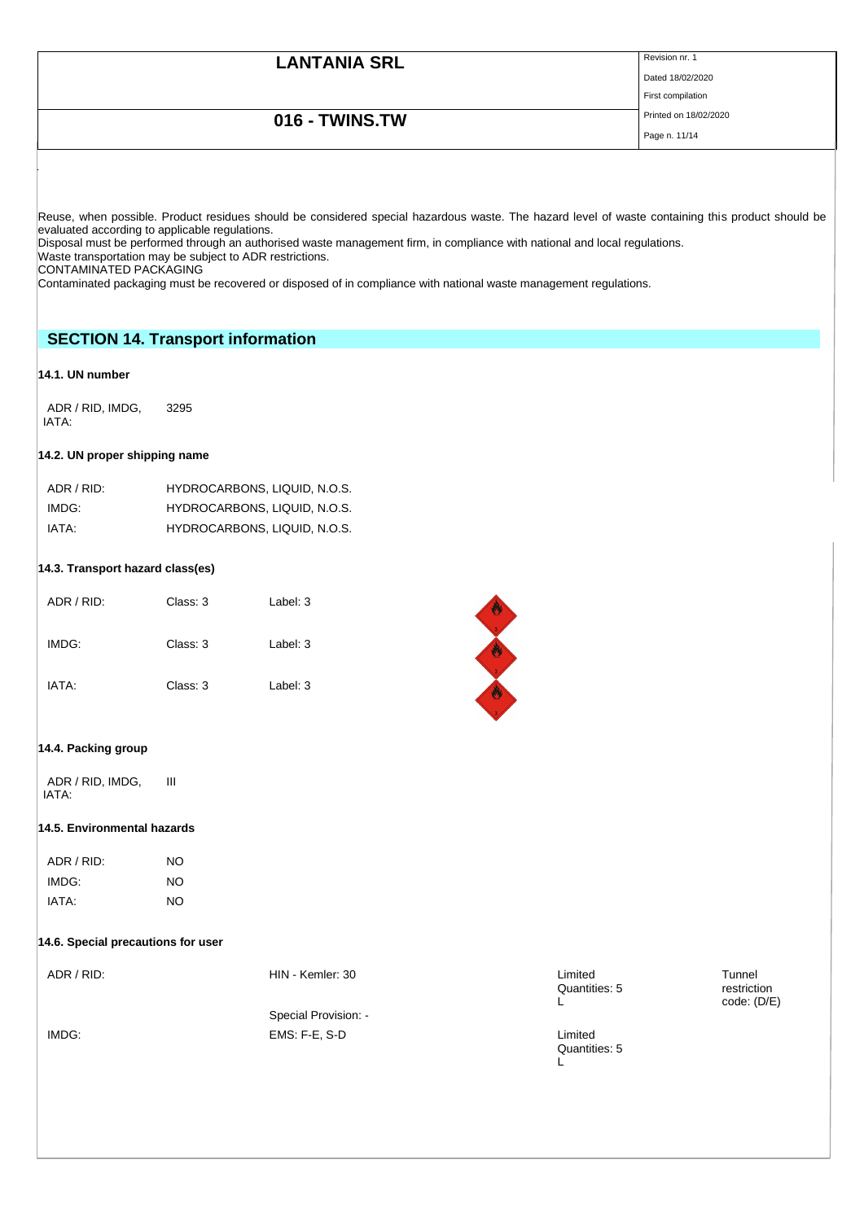Reuse, when possible. Product residues should be considered special hazardous waste. The hazard level of waste containing this product should be evaluated according to applicable regulations.
Disposal must be performed through an authorised waste management firm, in compliance with national and local regulations.
Waste transportation may be subject to ADR restrictions.
CONTAMINATED PACKAGING
Contaminated packaging must be recovered or disposed of in compliance with national waste management regulations.

## SECTION 14. Transport information

### 14.1. UN number

| ADR / RID, IMDG, IATA: | 3295 |
|---|---|

### 14.2. UN proper shipping name

| ADR / RID: | HYDROCARBONS, LIQUID, N.O.S. |
|---|---|
| IMDG: | HYDROCARBONS, LIQUID, N.O.S. |
| IATA: | HYDROCARBONS, LIQUID, N.O.S. |

### 14.3. Transport hazard class(es)

| ADR / RID: | Class: 3 | Label: 3 |
|---|---|---|
| IMDG: | Class: 3 | Label: 3 |
| IATA: | Class: 3 | Label: 3 |

### 14.4. Packing group

| ADR / RID, IMDG, IATA: | III |
|---|---|

### 14.5. Environmental hazards

| ADR / RID: | NO |
|---|---|
| IMDG: | NO |
| IATA: | NO |

### 14.6. Special precautions for user

| | | | |
|---|---|---|---|
| ADR / RID: | HIN - Kemler: 30 | Limited Quantities: 5 L | Tunnel restriction code: (D/E) |
| | Special Provision: - | | |
| IMDG: | EMS: F-E, S-D | Limited Quantities: 5 L | |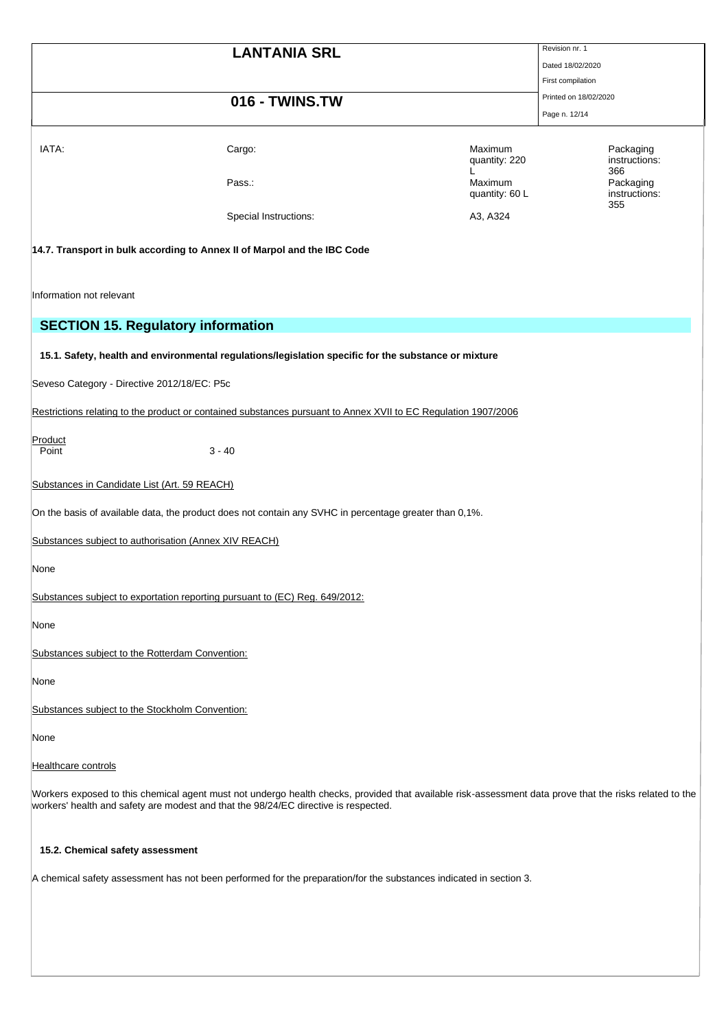| IATA: | Cargo: | Maximum quantity: 220 L | Packaging instructions: 366 |
| --- | --- | --- | --- |
| | Pass.: | Maximum quantity: 60 L | Packaging instructions: 355 |
| | Special Instructions: | A3, A324 | |

**14.7. Transport in bulk according to Annex II of Marpol and the IBC Code**

Information not relevant

## SECTION 15. Regulatory information

**15.1. Safety, health and environmental regulations/legislation specific for the substance or mixture**

Seveso Category - Directive 2012/18/EC: P5c

Restrictions relating to the product or contained substances pursuant to Annex XVII to EC Regulation 1907/2006

Product
Point 3 - 40

Substances in Candidate List (Art. 59 REACH)

On the basis of available data, the product does not contain any SVHC in percentage greater than 0,1%.

Substances subject to authorisation (Annex XIV REACH)

None

Substances subject to exportation reporting pursuant to (EC) Reg. 649/2012:

None

Substances subject to the Rotterdam Convention:

None

Substances subject to the Stockholm Convention:

None

Healthcare controls

Workers exposed to this chemical agent must not undergo health checks, provided that available risk-assessment data prove that the risks related to the workers' health and safety are modest and that the 98/24/EC directive is respected.

**15.2. Chemical safety assessment**

A chemical safety assessment has not been performed for the preparation/for the substances indicated in section 3.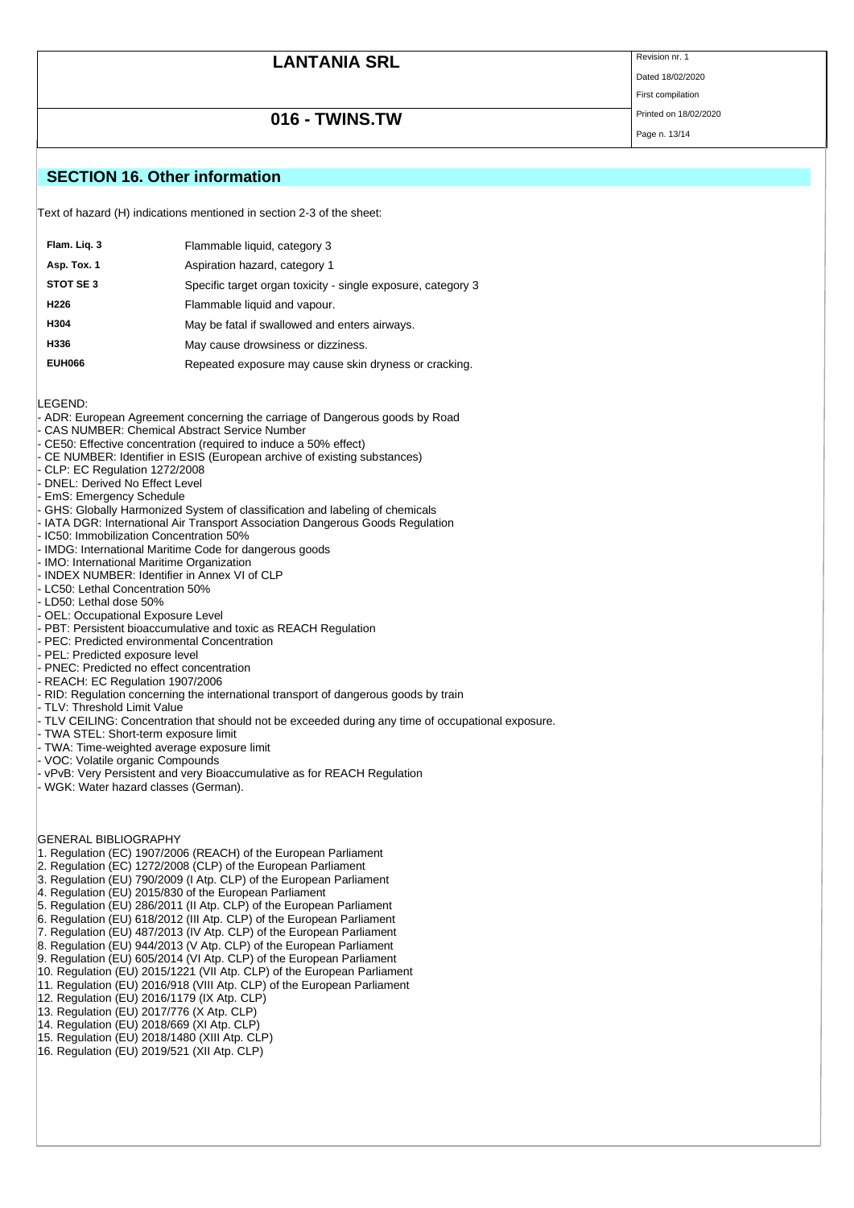## SECTION 16. Other information

Text of hazard (H) indications mentioned in section 2-3 of the sheet:

| | |
|---|---|
| **Flam. Liq. 3** | Flammable liquid, category 3 |
| **Asp. Tox. 1** | Aspiration hazard, category 1 |
| **STOT SE 3** | Specific target organ toxicity - single exposure, category 3 |
| **H226** | Flammable liquid and vapour. |
| **H304** | May be fatal if swallowed and enters airways. |
| **H336** | May cause drowsiness or dizziness. |
| **EUH066** | Repeated exposure may cause skin dryness or cracking. |

LEGEND:

- ADR: European Agreement concerning the carriage of Dangerous goods by Road
- CAS NUMBER: Chemical Abstract Service Number
- CE50: Effective concentration (required to induce a 50% effect)
- CE NUMBER: Identifier in ESIS (European archive of existing substances)
- CLP: EC Regulation 1272/2008
- DNEL: Derived No Effect Level
- EmS: Emergency Schedule
- GHS: Globally Harmonized System of classification and labeling of chemicals
- IATA DGR: International Air Transport Association Dangerous Goods Regulation
- IC50: Immobilization Concentration 50%
- IMDG: International Maritime Code for dangerous goods
- IMO: International Maritime Organization
- INDEX NUMBER: Identifier in Annex VI of CLP
- LC50: Lethal Concentration 50%
- LD50: Lethal dose 50%
- OEL: Occupational Exposure Level
- PBT: Persistent bioaccumulative and toxic as REACH Regulation
- PEC: Predicted environmental Concentration
- PEL: Predicted exposure level
- PNEC: Predicted no effect concentration
- REACH: EC Regulation 1907/2006
- RID: Regulation concerning the international transport of dangerous goods by train
- TLV: Threshold Limit Value
- TLV CEILING: Concentration that should not be exceeded during any time of occupational exposure.
- TWA STEL: Short-term exposure limit
- TWA: Time-weighted average exposure limit
- VOC: Volatile organic Compounds
- vPvB: Very Persistent and very Bioaccumulative as for REACH Regulation
- WGK: Water hazard classes (German).

GENERAL BIBLIOGRAPHY

1. Regulation (EC) 1907/2006 (REACH) of the European Parliament
2. Regulation (EC) 1272/2008 (CLP) of the European Parliament
3. Regulation (EU) 790/2009 (I Atp. CLP) of the European Parliament
4. Regulation (EU) 2015/830 of the European Parliament
5. Regulation (EU) 286/2011 (II Atp. CLP) of the European Parliament
6. Regulation (EU) 618/2012 (III Atp. CLP) of the European Parliament
7. Regulation (EU) 487/2013 (IV Atp. CLP) of the European Parliament
8. Regulation (EU) 944/2013 (V Atp. CLP) of the European Parliament
9. Regulation (EU) 605/2014 (VI Atp. CLP) of the European Parliament
10. Regulation (EU) 2015/1221 (VII Atp. CLP) of the European Parliament
11. Regulation (EU) 2016/918 (VIII Atp. CLP) of the European Parliament
12. Regulation (EU) 2016/1179 (IX Atp. CLP)
13. Regulation (EU) 2017/776 (X Atp. CLP)
14. Regulation (EU) 2018/669 (XI Atp. CLP)
15. Regulation (EU) 2018/1480 (XIII Atp. CLP)
16. Regulation (EU) 2019/521 (XII Atp. CLP)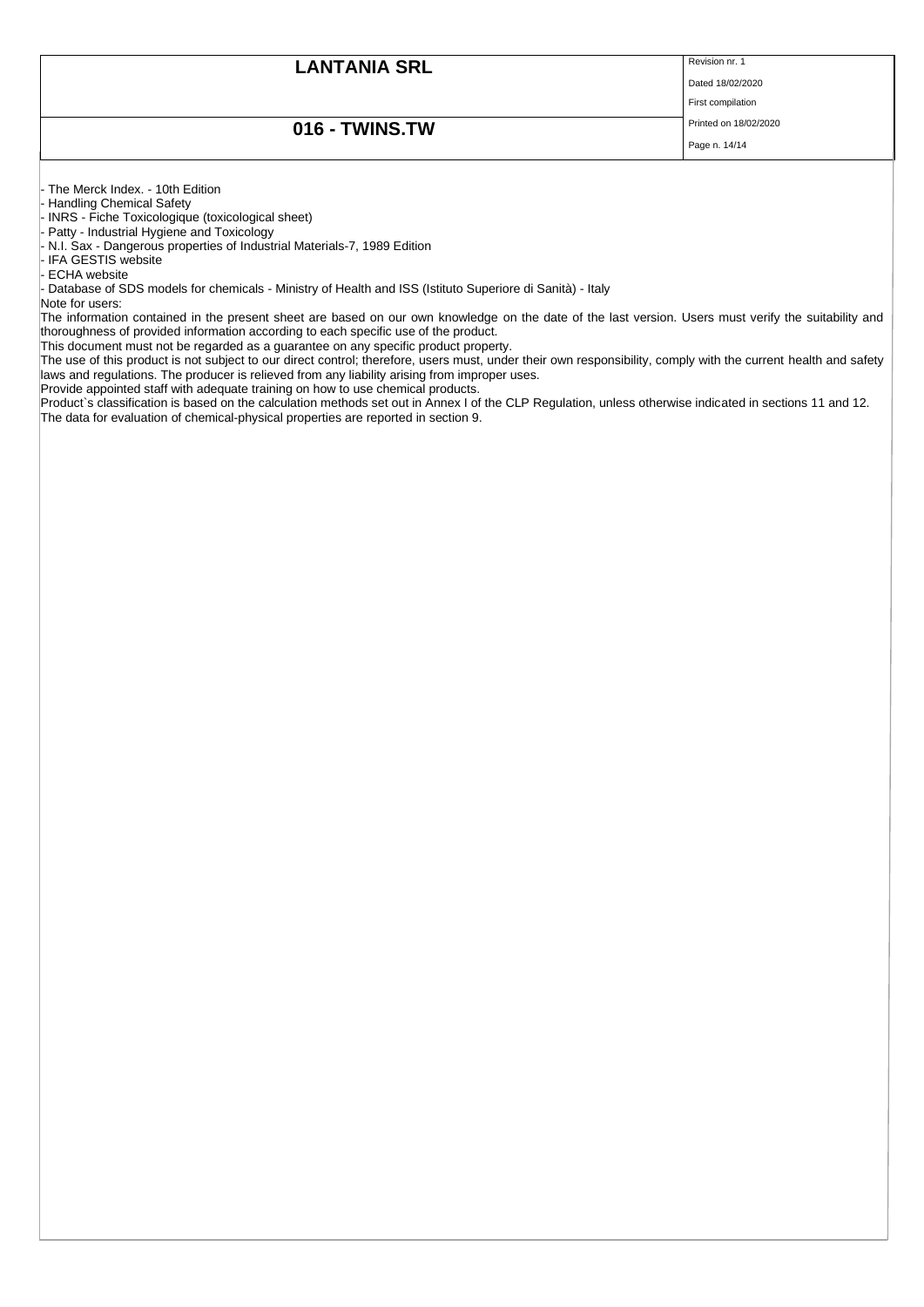- The Merck Index. - 10th Edition
- Handling Chemical Safety
- INRS - Fiche Toxicologique (toxicological sheet)
- Patty - Industrial Hygiene and Toxicology
- N.I. Sax - Dangerous properties of Industrial Materials-7, 1989 Edition
- IFA GESTIS website
- ECHA website
- Database of SDS models for chemicals - Ministry of Health and ISS (Istituto Superiore di Sanità) - Italy

Note for users:

The information contained in the present sheet are based on our own knowledge on the date of the last version. Users must verify the suitability and thoroughness of provided information according to each specific use of the product.

This document must not be regarded as a guarantee on any specific product property.

The use of this product is not subject to our direct control; therefore, users must, under their own responsibility, comply with the current health and safety laws and regulations. The producer is relieved from any liability arising from improper uses.

Provide appointed staff with adequate training on how to use chemical products.

Product`s classification is based on the calculation methods set out in Annex I of the CLP Regulation, unless otherwise indicated in sections 11 and 12.

The data for evaluation of chemical-physical properties are reported in section 9.